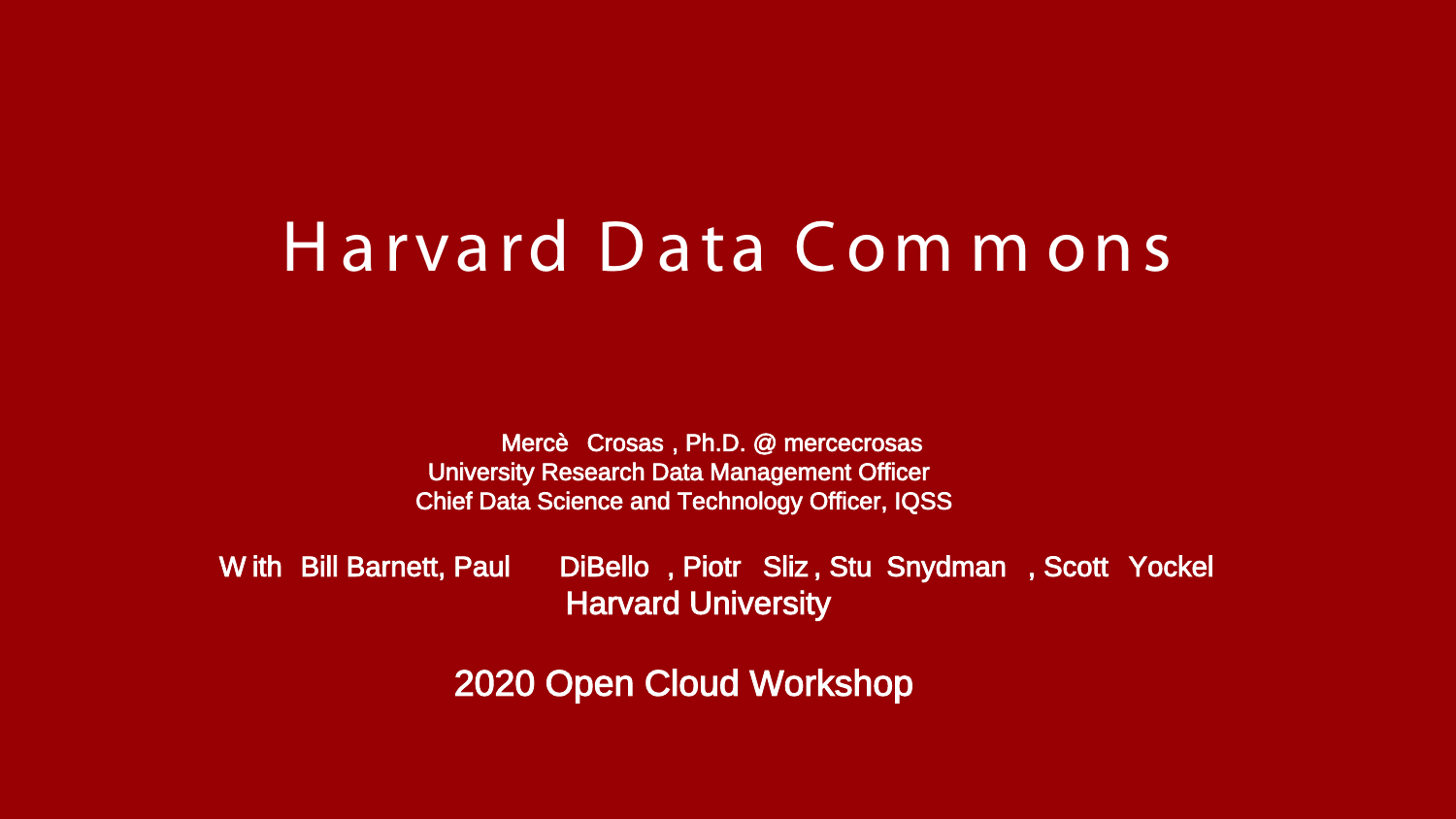# Harvard Data Commons

Mercè Crosas, Ph.D. @ mercecrosas
University Research Data Management Officer
Chief Data Science and Technology Officer, IQSS

With Bill Barnett, Paul DiBello, Piotr Sliz, Stu Snydman, Scott Yockel
Harvard University

2020 Open Cloud Workshop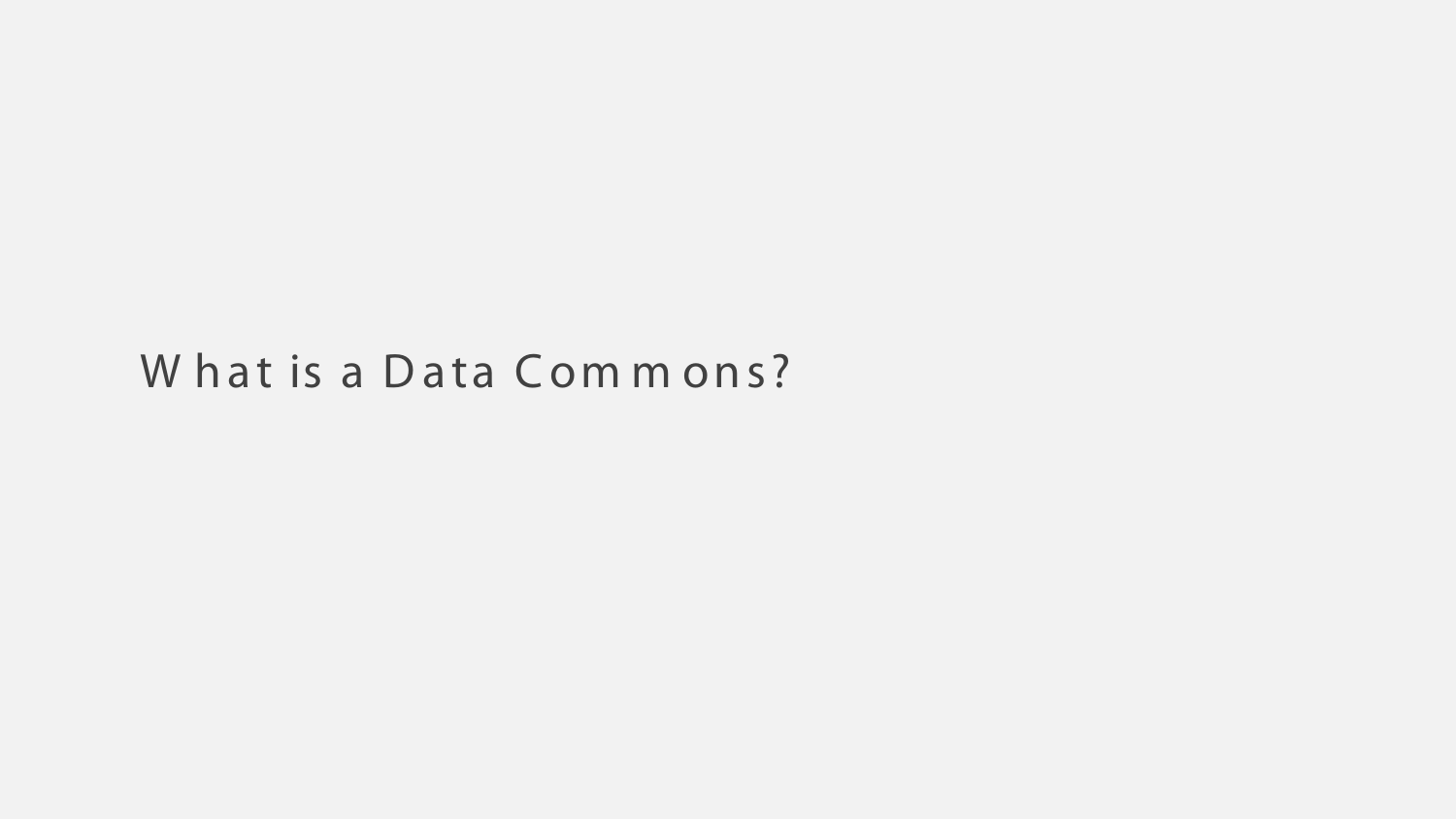# What is a Data Commons?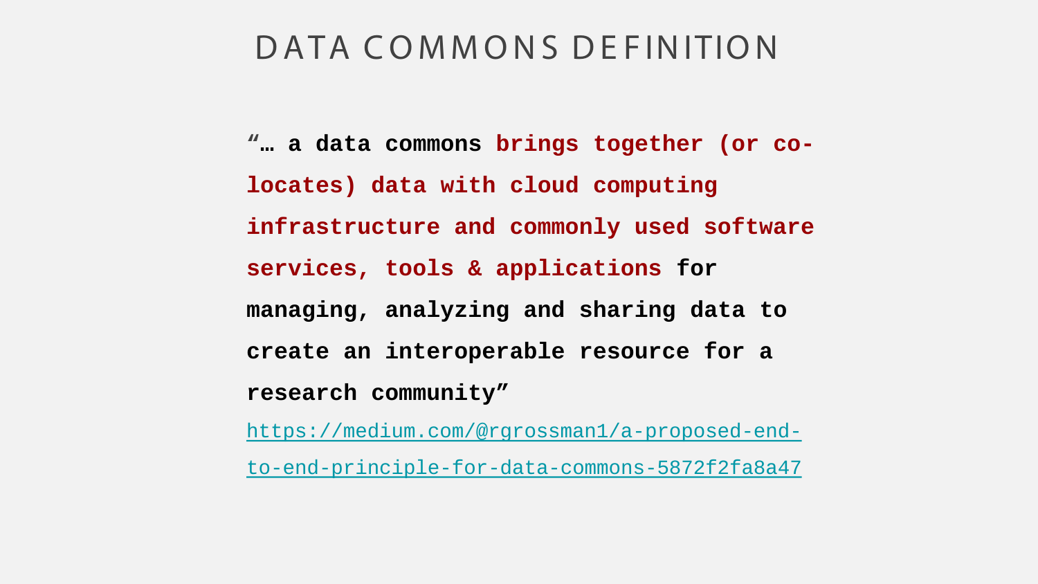# DATA COMMONS DEFINITION

**"… a data commons brings together (or co-locates) data with cloud computing infrastructure and commonly used software services, tools & applications for managing, analyzing and sharing data to create an interoperable resource for a research community"**

https://medium.com/@rgrossman1/a-proposed-end-to-end-principle-for-data-commons-5872f2fa8a47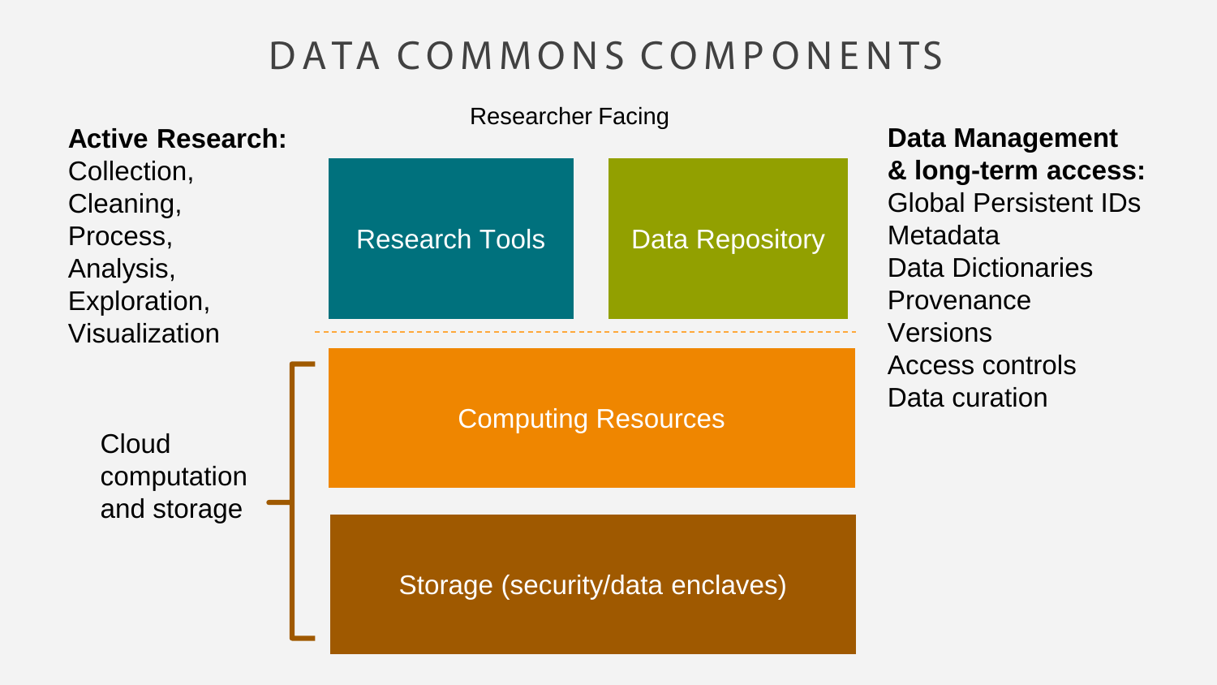# DATA COMMONS COMPONENTS

Researcher Facing

**Active Research:**
Collection,
Cleaning,
Process,
Analysis,
Exploration,
Visualization

Research Tools

Data Repository

Cloud computation and storage

Computing Resources

Storage (security/data enclaves)

**Data Management & long-term access:**
Global Persistent IDs
Metadata
Data Dictionaries
Provenance
Versions
Access controls
Data curation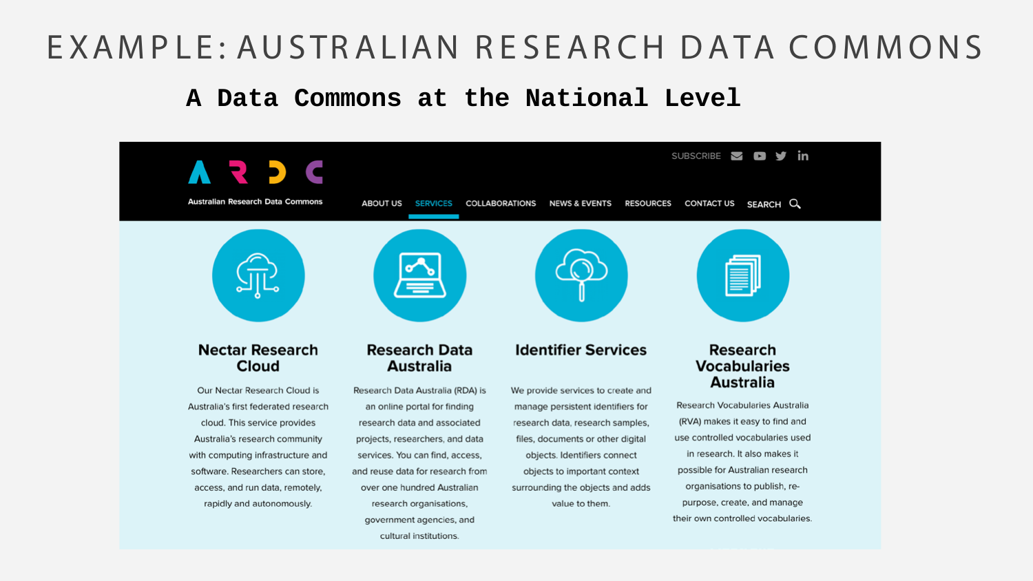# EXAMPLE: AUSTRALIAN RESEARCH DATA COMMONS

## A Data Commons at the National Level

ARDC

Australian Research Data Commons

SUBSCRIBE

ABOUT US | SERVICES | COLLABORATIONS | NEWS & EVENTS | RESOURCES | CONTACT US | SEARCH

### Nectar Research Cloud

Our Nectar Research Cloud is Australia's first federated research cloud. This service provides Australia's research community with computing infrastructure and software. Researchers can store, access, and run data, remotely, rapidly and autonomously.

### Research Data Australia

Research Data Australia (RDA) is an online portal for finding research data and associated projects, researchers, and data services. You can find, access, and reuse data for research from over one hundred Australian research organisations, government agencies, and cultural institutions.

### Identifier Services

We provide services to create and manage persistent identifiers for research data, research samples, files, documents or other digital objects. Identifiers connect objects to important context surrounding the objects and adds value to them.

### Research Vocabularies Australia

Research Vocabularies Australia (RVA) makes it easy to find and use controlled vocabularies used in research. It also makes it possible for Australian research organisations to publish, re-purpose, create, and manage their own controlled vocabularies.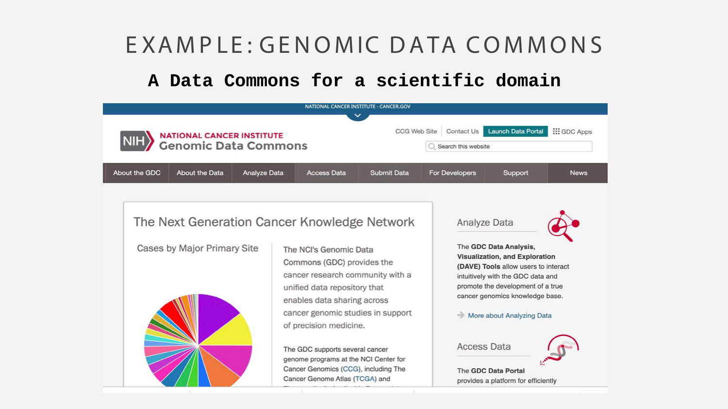# EXAMPLE: GENOMIC DATA COMMONS

## A Data Commons for a scientific domain

NATIONAL CANCER INSTITUTE - CANCER.GOV

NIH NATIONAL CANCER INSTITUTE Genomic Data Commons

CCG Web Site | Contact Us | Launch Data Portal | GDC Apps

Search this website

About the GDC | About the Data | Analyze Data | Access Data | Submit Data | For Developers | Support | News

### The Next Generation Cancer Knowledge Network

Cases by Major Primary Site

The NCI's Genomic Data Commons (GDC) provides the cancer research community with a unified data repository that enables data sharing across cancer genomic studies in support of precision medicine.

The GDC supports several cancer genome programs at the NCI Center for Cancer Genomics (CCG), including The Cancer Genome Atlas (TCGA) and

### Analyze Data

The **GDC Data Analysis, Visualization, and Exploration (DAVE) Tools** allow users to interact intuitively with the GDC data and promote the development of a true cancer genomics knowledge base.

More about Analyzing Data

### Access Data

The **GDC Data Portal** provides a platform for efficiently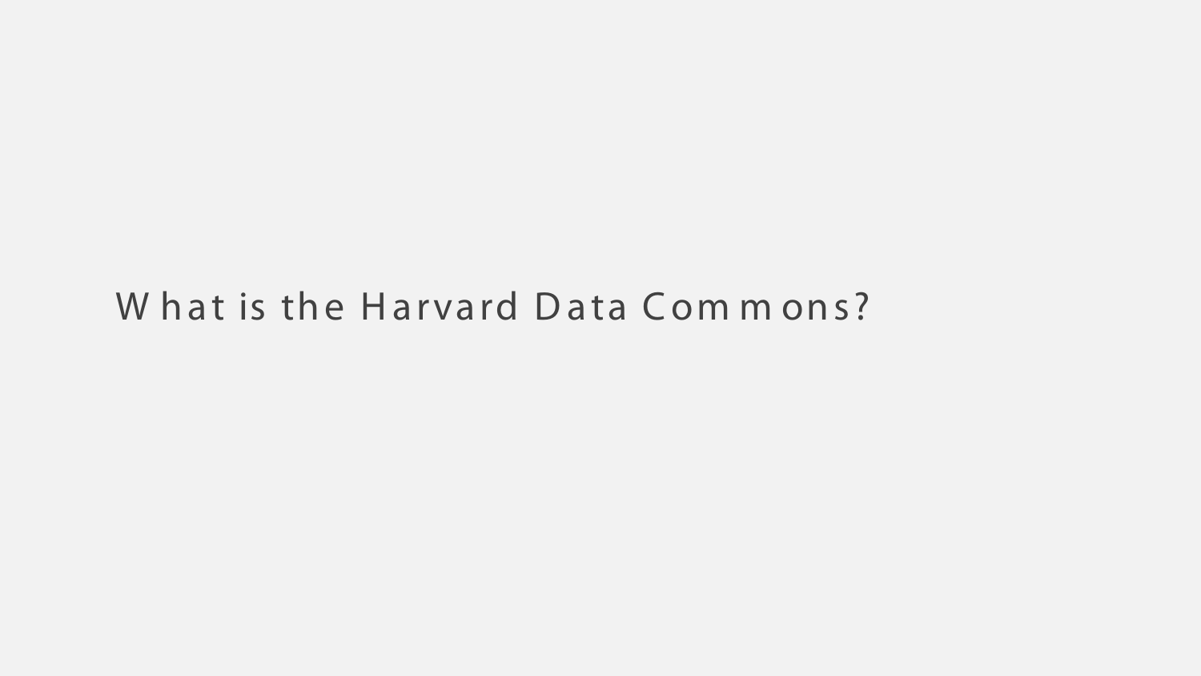# What is the Harvard Data Commons?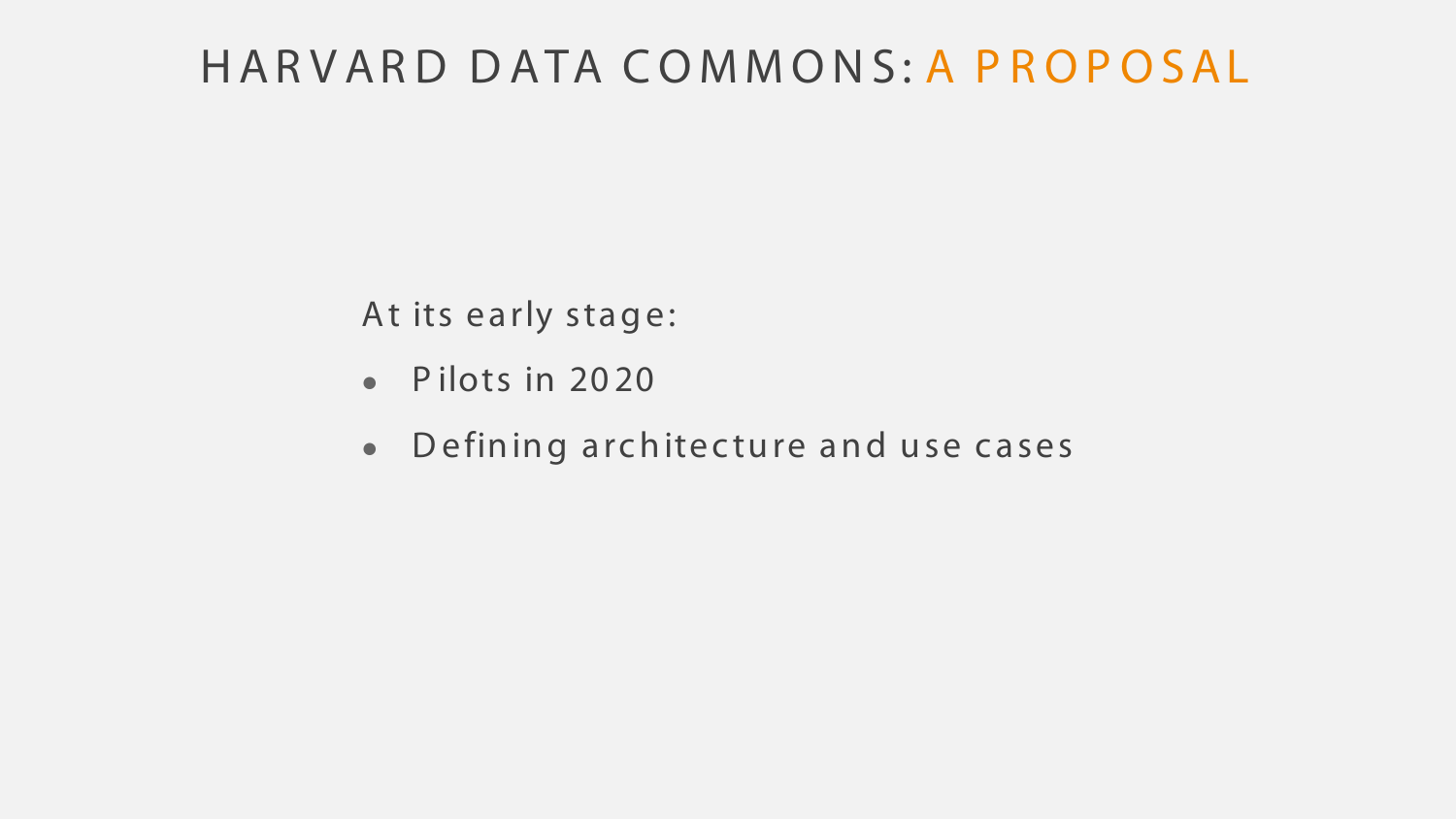# HARVARD DATA COMMONS: A PROPOSAL

At its early stage:

- Pilots in 2020
- Defining architecture and use cases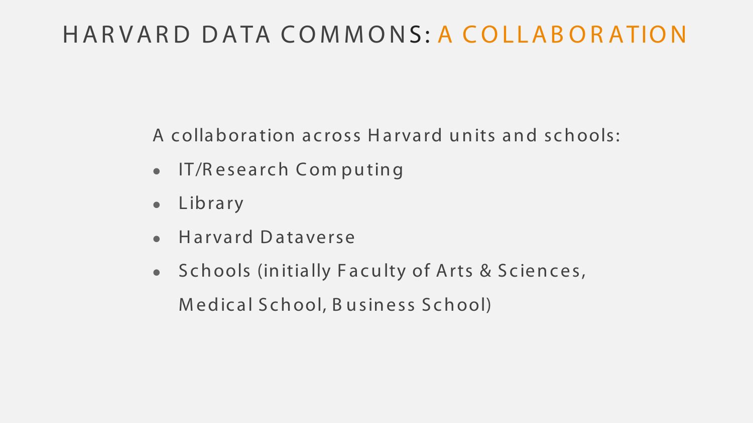# HARVARD DATA COMMONS: A COLLABORATION

A collaboration across Harvard units and schools:

- IT/Research Computing
- Library
- Harvard Dataverse
- Schools (initially Faculty of Arts & Sciences, Medical School, Business School)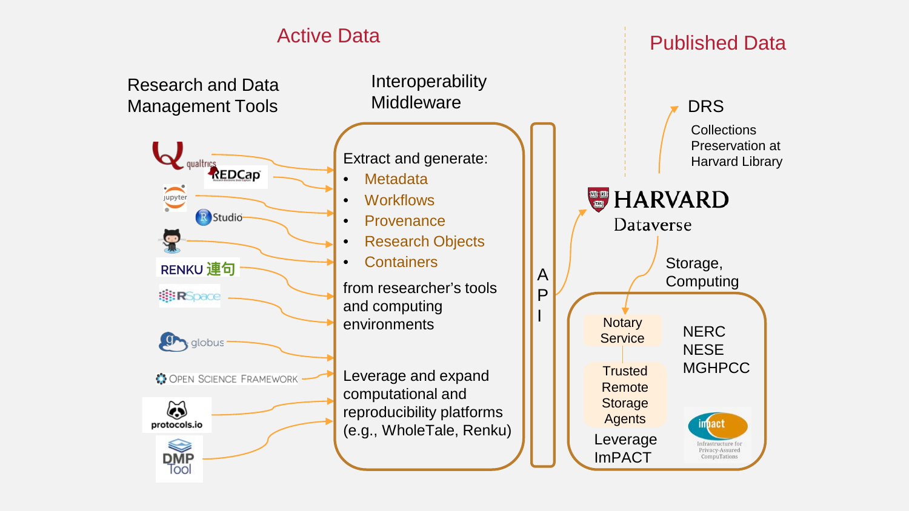## Active Data

### Research and Data Management Tools

qualtrics, REDCap, jupyter, RStudio, GitHub, RENKU 連句, RSpace, globus, OPEN SCIENCE FRAMEWORK, protocols.io, DMP Tool

### Interoperability Middleware

Extract and generate:

- Metadata
- Workflows
- Provenance
- Research Objects
- Containers

from researcher's tools and computing environments

Leverage and expand computational and reproducibility platforms (e.g., WholeTale, Renku)

API

## Published Data

HARVARD Dataverse

DRS

Collections Preservation at Harvard Library

Storage, Computing

- Notary Service
- Trusted Remote Storage Agents

NERC
NESE
MGHPCC

Leverage ImPACT

impact — Infrastructure for Privacy-Assured CompuTations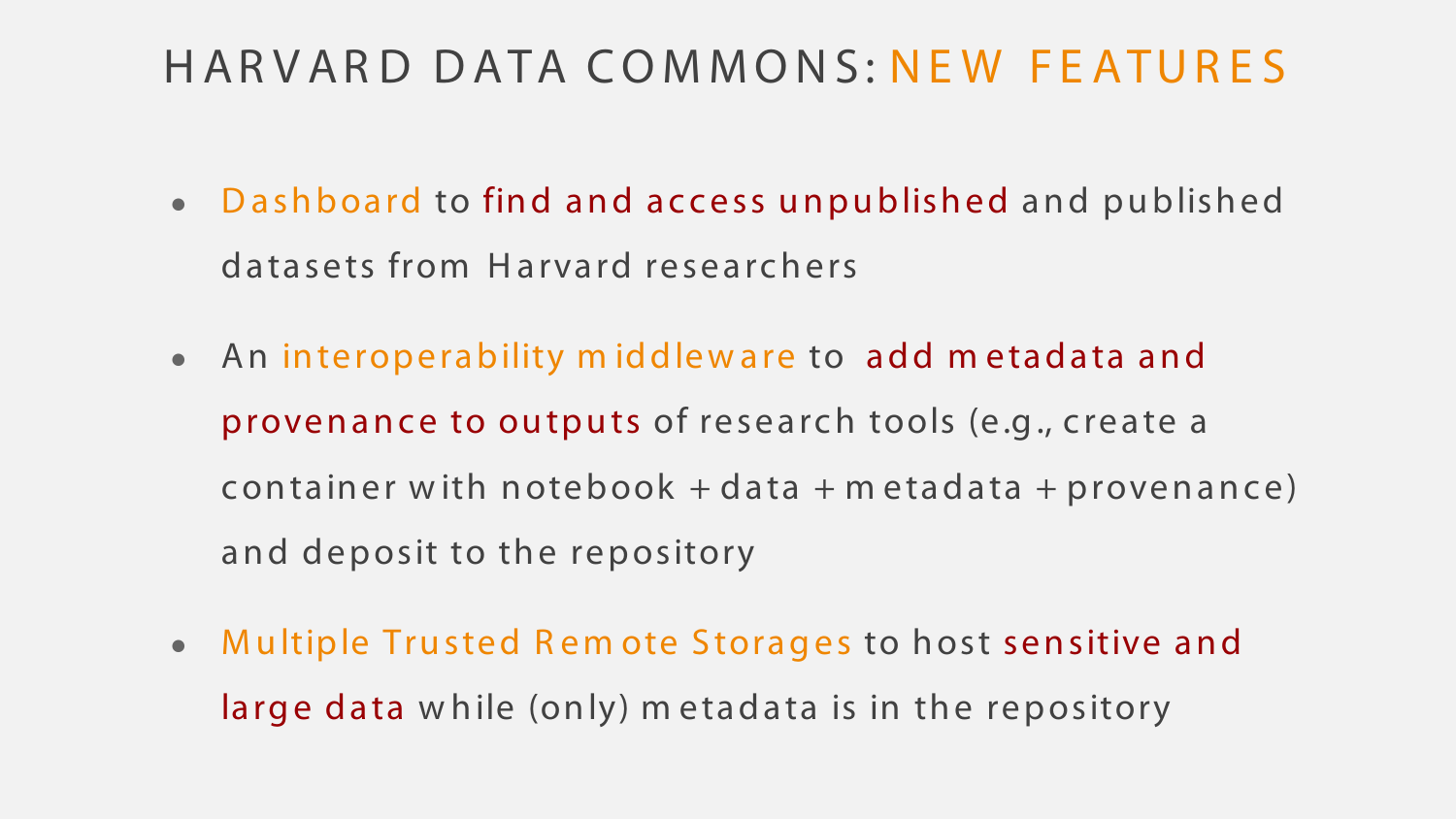# HARVARD DATA COMMONS: NEW FEATURES

- Dashboard to find and access unpublished and published datasets from Harvard researchers
- An interoperability middleware to add metadata and provenance to outputs of research tools (e.g., create a container with notebook + data + metadata + provenance) and deposit to the repository
- Multiple Trusted Remote Storages to host sensitive and large data while (only) metadata is in the repository